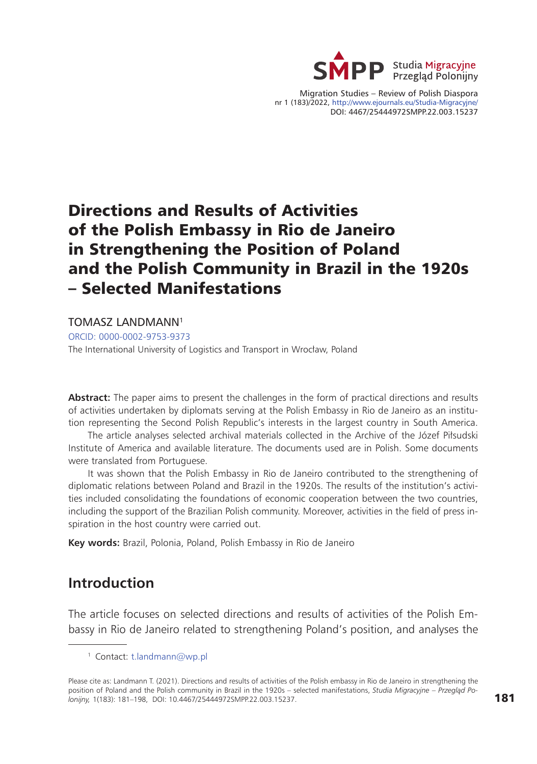# Directions and Results of Activities of the Polish Embassy in Rio de Janeiro in Strengthening the Position of Poland and the Polish Community in Brazil in the 1920s – Selected Manifestations

TOMASZ LANDMANN[1]

ORCID: 0000-0002-9753-9373

The International University of Logistics and Transport in Wrocław, Poland

**Abstract:** The paper aims to present the challenges in the form of practical directions and results of activities undertaken by diplomats serving at the Polish Embassy in Rio de Janeiro as an institution representing the Second Polish Republic's interests in the largest country in South America.

The article analyses selected archival materials collected in the Archive of the Józef Piłsudski Institute of America and available literature. The documents used are in Polish. Some documents were translated from Portuguese.

It was shown that the Polish Embassy in Rio de Janeiro contributed to the strengthening of diplomatic relations between Poland and Brazil in the 1920s. The results of the institution's activities included consolidating the foundations of economic cooperation between the two countries, including the support of the Brazilian Polish community. Moreover, activities in the field of press inspiration in the host country were carried out.

**Key words:** Brazil, Polonia, Poland, Polish Embassy in Rio de Janeiro

## Introduction

The article focuses on selected directions and results of activities of the Polish Embassy in Rio de Janeiro related to strengthening Poland's position, and analyses the

[1] Contact: t.landmann@wp.pl

Please cite as: Landmann T. (2021). Directions and results of activities of the Polish embassy in Rio de Janeiro in strengthening the position of Poland and the Polish community in Brazil in the 1920s – selected manifestations, *Studia Migracyjne – Przegląd Polonijny,* 1(183): 181–198, DOI: 10.4467/25444972SMPP.22.003.15237.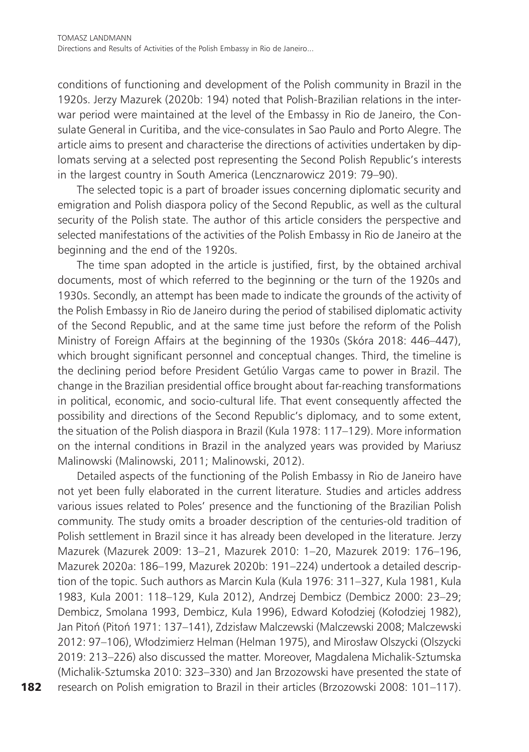conditions of functioning and development of the Polish community in Brazil in the 1920s. Jerzy Mazurek (2020b: 194) noted that Polish-Brazilian relations in the interwar period were maintained at the level of the Embassy in Rio de Janeiro, the Consulate General in Curitiba, and the vice-consulates in Sao Paulo and Porto Alegre. The article aims to present and characterise the directions of activities undertaken by diplomats serving at a selected post representing the Second Polish Republic's interests in the largest country in South America (Lencznarowicz 2019: 79–90).

The selected topic is a part of broader issues concerning diplomatic security and emigration and Polish diaspora policy of the Second Republic, as well as the cultural security of the Polish state. The author of this article considers the perspective and selected manifestations of the activities of the Polish Embassy in Rio de Janeiro at the beginning and the end of the 1920s.

The time span adopted in the article is justified, first, by the obtained archival documents, most of which referred to the beginning or the turn of the 1920s and 1930s. Secondly, an attempt has been made to indicate the grounds of the activity of the Polish Embassy in Rio de Janeiro during the period of stabilised diplomatic activity of the Second Republic, and at the same time just before the reform of the Polish Ministry of Foreign Affairs at the beginning of the 1930s (Skóra 2018: 446–447), which brought significant personnel and conceptual changes. Third, the timeline is the declining period before President Getúlio Vargas came to power in Brazil. The change in the Brazilian presidential office brought about far-reaching transformations in political, economic, and socio-cultural life. That event consequently affected the possibility and directions of the Second Republic's diplomacy, and to some extent, the situation of the Polish diaspora in Brazil (Kula 1978: 117–129). More information on the internal conditions in Brazil in the analyzed years was provided by Mariusz Malinowski (Malinowski, 2011; Malinowski, 2012).

Detailed aspects of the functioning of the Polish Embassy in Rio de Janeiro have not yet been fully elaborated in the current literature. Studies and articles address various issues related to Poles' presence and the functioning of the Brazilian Polish community. The study omits a broader description of the centuries-old tradition of Polish settlement in Brazil since it has already been developed in the literature. Jerzy Mazurek (Mazurek 2009: 13–21, Mazurek 2010: 1–20, Mazurek 2019: 176–196, Mazurek 2020a: 186–199, Mazurek 2020b: 191–224) undertook a detailed description of the topic. Such authors as Marcin Kula (Kula 1976: 311–327, Kula 1981, Kula 1983, Kula 2001: 118–129, Kula 2012), Andrzej Dembicz (Dembicz 2000: 23–29; Dembicz, Smolana 1993, Dembicz, Kula 1996), Edward Kołodziej (Kołodziej 1982), Jan Pitoń (Pitoń 1971: 137–141), Zdzisław Malczewski (Malczewski 2008; Malczewski 2012: 97–106), Włodzimierz Helman (Helman 1975), and Mirosław Olszycki (Olszycki 2019: 213–226) also discussed the matter. Moreover, Magdalena Michalik-Sztumska (Michalik-Sztumska 2010: 323–330) and Jan Brzozowski have presented the state of research on Polish emigration to Brazil in their articles (Brzozowski 2008: 101–117).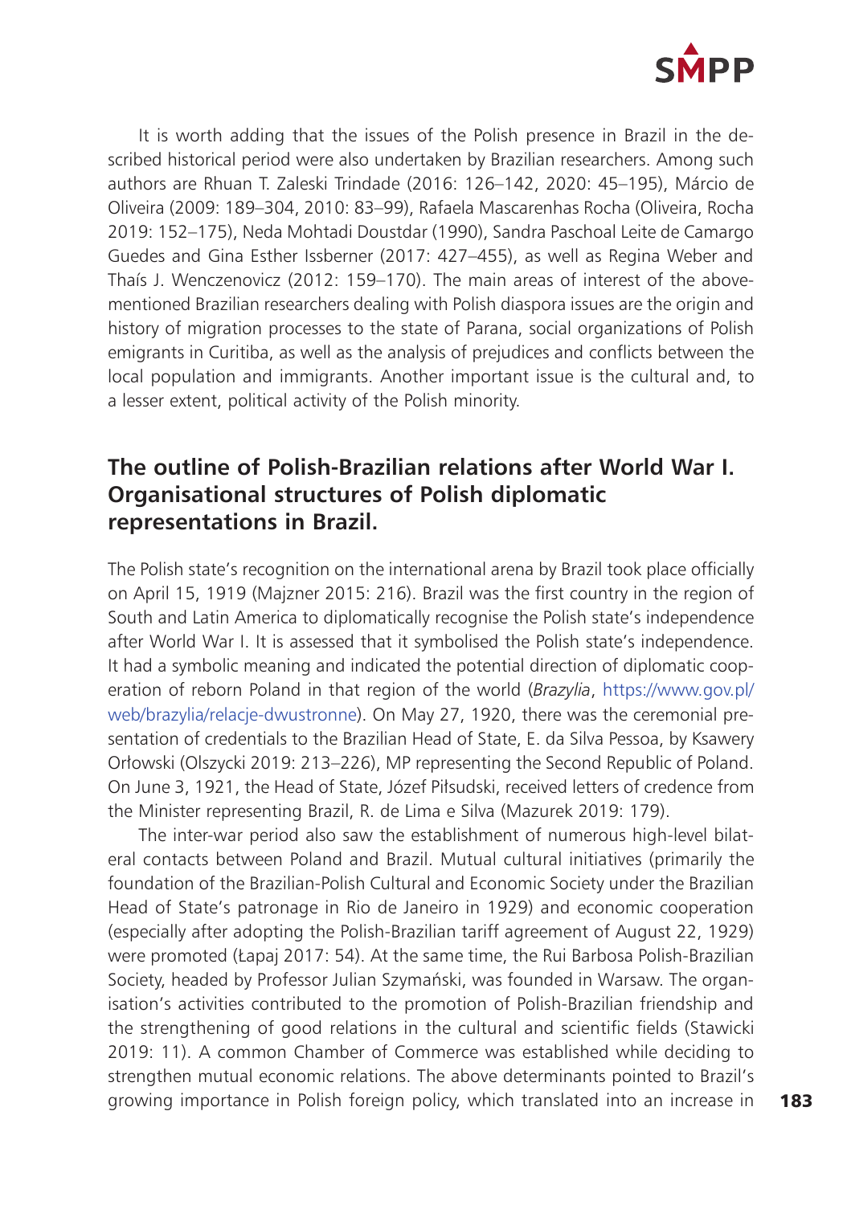It is worth adding that the issues of the Polish presence in Brazil in the described historical period were also undertaken by Brazilian researchers. Among such authors are Rhuan T. Zaleski Trindade (2016: 126–142, 2020: 45–195), Márcio de Oliveira (2009: 189–304, 2010: 83–99), Rafaela Mascarenhas Rocha (Oliveira, Rocha 2019: 152–175), Neda Mohtadi Doustdar (1990), Sandra Paschoal Leite de Camargo Guedes and Gina Esther Issberner (2017: 427–455), as well as Regina Weber and Thaís J. Wenczenovicz (2012: 159–170). The main areas of interest of the above-mentioned Brazilian researchers dealing with Polish diaspora issues are the origin and history of migration processes to the state of Parana, social organizations of Polish emigrants in Curitiba, as well as the analysis of prejudices and conflicts between the local population and immigrants. Another important issue is the cultural and, to a lesser extent, political activity of the Polish minority.

## The outline of Polish-Brazilian relations after World War I. Organisational structures of Polish diplomatic representations in Brazil.

The Polish state's recognition on the international arena by Brazil took place officially on April 15, 1919 (Majzner 2015: 216). Brazil was the first country in the region of South and Latin America to diplomatically recognise the Polish state's independence after World War I. It is assessed that it symbolised the Polish state's independence. It had a symbolic meaning and indicated the potential direction of diplomatic cooperation of reborn Poland in that region of the world (*Brazylia*, https://www.gov.pl/web/brazylia/relacje-dwustronne). On May 27, 1920, there was the ceremonial presentation of credentials to the Brazilian Head of State, E. da Silva Pessoa, by Ksawery Orłowski (Olszycki 2019: 213–226), MP representing the Second Republic of Poland. On June 3, 1921, the Head of State, Józef Piłsudski, received letters of credence from the Minister representing Brazil, R. de Lima e Silva (Mazurek 2019: 179).

The inter-war period also saw the establishment of numerous high-level bilateral contacts between Poland and Brazil. Mutual cultural initiatives (primarily the foundation of the Brazilian-Polish Cultural and Economic Society under the Brazilian Head of State's patronage in Rio de Janeiro in 1929) and economic cooperation (especially after adopting the Polish-Brazilian tariff agreement of August 22, 1929) were promoted (Łapaj 2017: 54). At the same time, the Rui Barbosa Polish-Brazilian Society, headed by Professor Julian Szymański, was founded in Warsaw. The organisation's activities contributed to the promotion of Polish-Brazilian friendship and the strengthening of good relations in the cultural and scientific fields (Stawicki 2019: 11). A common Chamber of Commerce was established while deciding to strengthen mutual economic relations. The above determinants pointed to Brazil's growing importance in Polish foreign policy, which translated into an increase in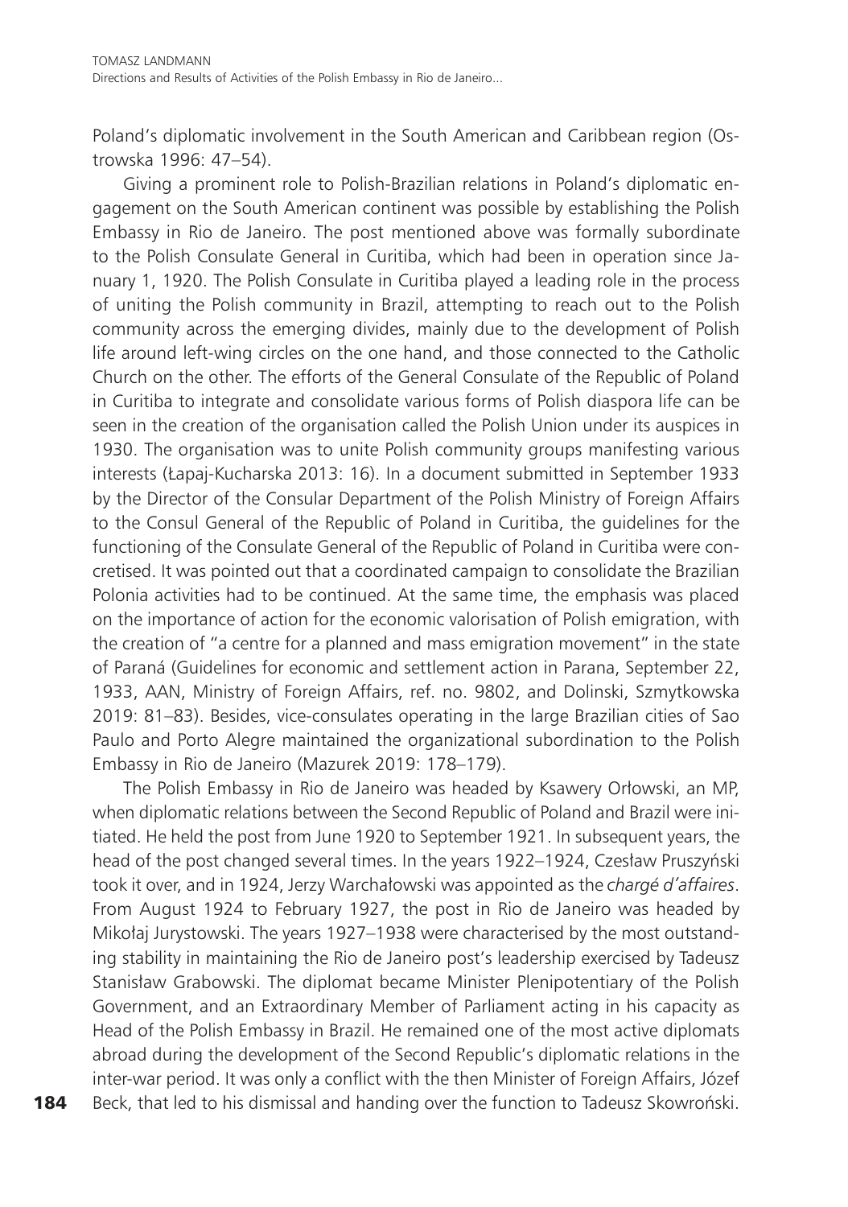Poland's diplomatic involvement in the South American and Caribbean region (Ostrowska 1996: 47–54).

Giving a prominent role to Polish-Brazilian relations in Poland's diplomatic engagement on the South American continent was possible by establishing the Polish Embassy in Rio de Janeiro. The post mentioned above was formally subordinate to the Polish Consulate General in Curitiba, which had been in operation since January 1, 1920. The Polish Consulate in Curitiba played a leading role in the process of uniting the Polish community in Brazil, attempting to reach out to the Polish community across the emerging divides, mainly due to the development of Polish life around left-wing circles on the one hand, and those connected to the Catholic Church on the other. The efforts of the General Consulate of the Republic of Poland in Curitiba to integrate and consolidate various forms of Polish diaspora life can be seen in the creation of the organisation called the Polish Union under its auspices in 1930. The organisation was to unite Polish community groups manifesting various interests (Łapaj-Kucharska 2013: 16). In a document submitted in September 1933 by the Director of the Consular Department of the Polish Ministry of Foreign Affairs to the Consul General of the Republic of Poland in Curitiba, the guidelines for the functioning of the Consulate General of the Republic of Poland in Curitiba were concretised. It was pointed out that a coordinated campaign to consolidate the Brazilian Polonia activities had to be continued. At the same time, the emphasis was placed on the importance of action for the economic valorisation of Polish emigration, with the creation of "a centre for a planned and mass emigration movement" in the state of Paraná (Guidelines for economic and settlement action in Parana, September 22, 1933, AAN, Ministry of Foreign Affairs, ref. no. 9802, and Dolinski, Szmytkowska 2019: 81–83). Besides, vice-consulates operating in the large Brazilian cities of Sao Paulo and Porto Alegre maintained the organizational subordination to the Polish Embassy in Rio de Janeiro (Mazurek 2019: 178–179).

The Polish Embassy in Rio de Janeiro was headed by Ksawery Orłowski, an MP, when diplomatic relations between the Second Republic of Poland and Brazil were initiated. He held the post from June 1920 to September 1921. In subsequent years, the head of the post changed several times. In the years 1922–1924, Czesław Pruszyński took it over, and in 1924, Jerzy Warchałowski was appointed as the *chargé d'affaires*. From August 1924 to February 1927, the post in Rio de Janeiro was headed by Mikołaj Jurystowski. The years 1927–1938 were characterised by the most outstanding stability in maintaining the Rio de Janeiro post's leadership exercised by Tadeusz Stanisław Grabowski. The diplomat became Minister Plenipotentiary of the Polish Government, and an Extraordinary Member of Parliament acting in his capacity as Head of the Polish Embassy in Brazil. He remained one of the most active diplomats abroad during the development of the Second Republic's diplomatic relations in the inter-war period. It was only a conflict with the then Minister of Foreign Affairs, Józef Beck, that led to his dismissal and handing over the function to Tadeusz Skowroński.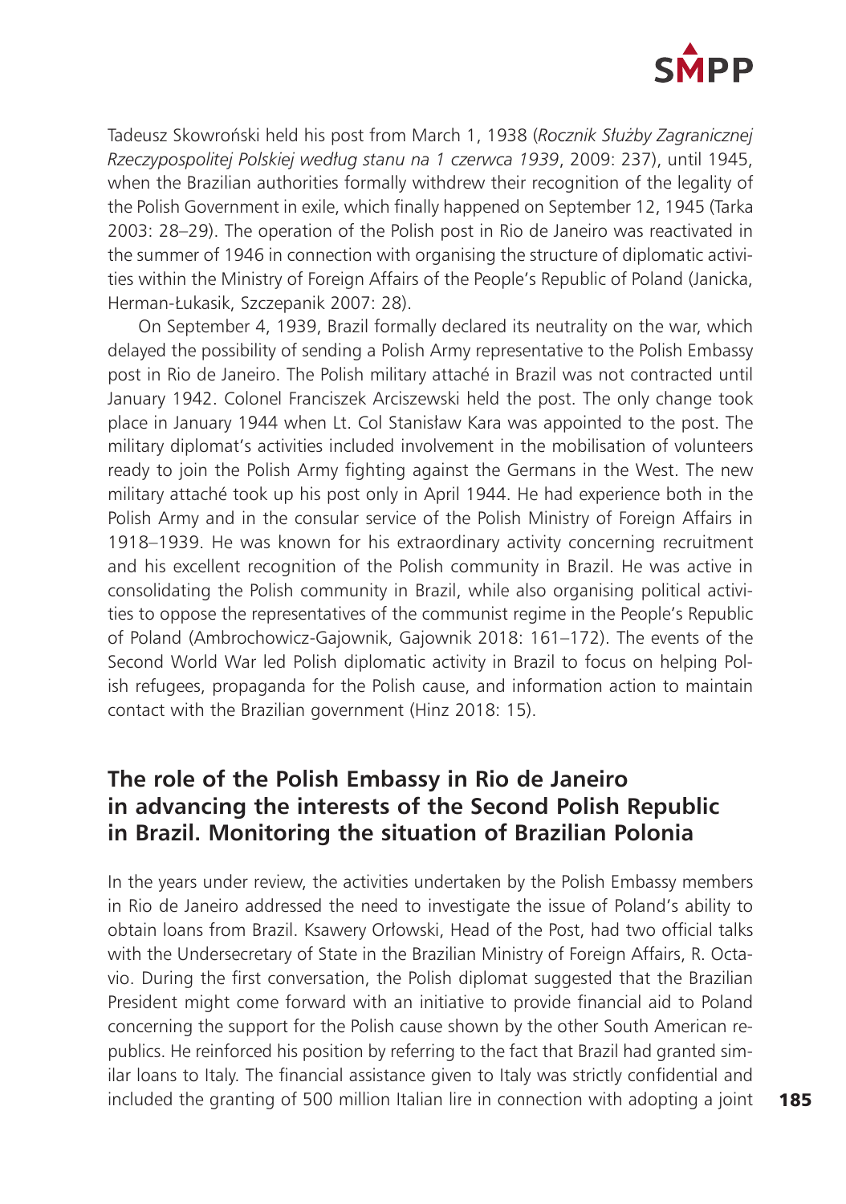Tadeusz Skowroński held his post from March 1, 1938 (*Rocznik Służby Zagranicznej Rzeczypospolitej Polskiej według stanu na 1 czerwca 1939*, 2009: 237), until 1945, when the Brazilian authorities formally withdrew their recognition of the legality of the Polish Government in exile, which finally happened on September 12, 1945 (Tarka 2003: 28–29). The operation of the Polish post in Rio de Janeiro was reactivated in the summer of 1946 in connection with organising the structure of diplomatic activities within the Ministry of Foreign Affairs of the People's Republic of Poland (Janicka, Herman-Łukasik, Szczepanik 2007: 28).

On September 4, 1939, Brazil formally declared its neutrality on the war, which delayed the possibility of sending a Polish Army representative to the Polish Embassy post in Rio de Janeiro. The Polish military attaché in Brazil was not contracted until January 1942. Colonel Franciszek Arciszewski held the post. The only change took place in January 1944 when Lt. Col Stanisław Kara was appointed to the post. The military diplomat's activities included involvement in the mobilisation of volunteers ready to join the Polish Army fighting against the Germans in the West. The new military attaché took up his post only in April 1944. He had experience both in the Polish Army and in the consular service of the Polish Ministry of Foreign Affairs in 1918–1939. He was known for his extraordinary activity concerning recruitment and his excellent recognition of the Polish community in Brazil. He was active in consolidating the Polish community in Brazil, while also organising political activities to oppose the representatives of the communist regime in the People's Republic of Poland (Ambrochowicz-Gajownik, Gajownik 2018: 161–172). The events of the Second World War led Polish diplomatic activity in Brazil to focus on helping Polish refugees, propaganda for the Polish cause, and information action to maintain contact with the Brazilian government (Hinz 2018: 15).

## The role of the Polish Embassy in Rio de Janeiro in advancing the interests of the Second Polish Republic in Brazil. Monitoring the situation of Brazilian Polonia

In the years under review, the activities undertaken by the Polish Embassy members in Rio de Janeiro addressed the need to investigate the issue of Poland's ability to obtain loans from Brazil. Ksawery Orłowski, Head of the Post, had two official talks with the Undersecretary of State in the Brazilian Ministry of Foreign Affairs, R. Octavio. During the first conversation, the Polish diplomat suggested that the Brazilian President might come forward with an initiative to provide financial aid to Poland concerning the support for the Polish cause shown by the other South American republics. He reinforced his position by referring to the fact that Brazil had granted similar loans to Italy. The financial assistance given to Italy was strictly confidential and included the granting of 500 million Italian lire in connection with adopting a joint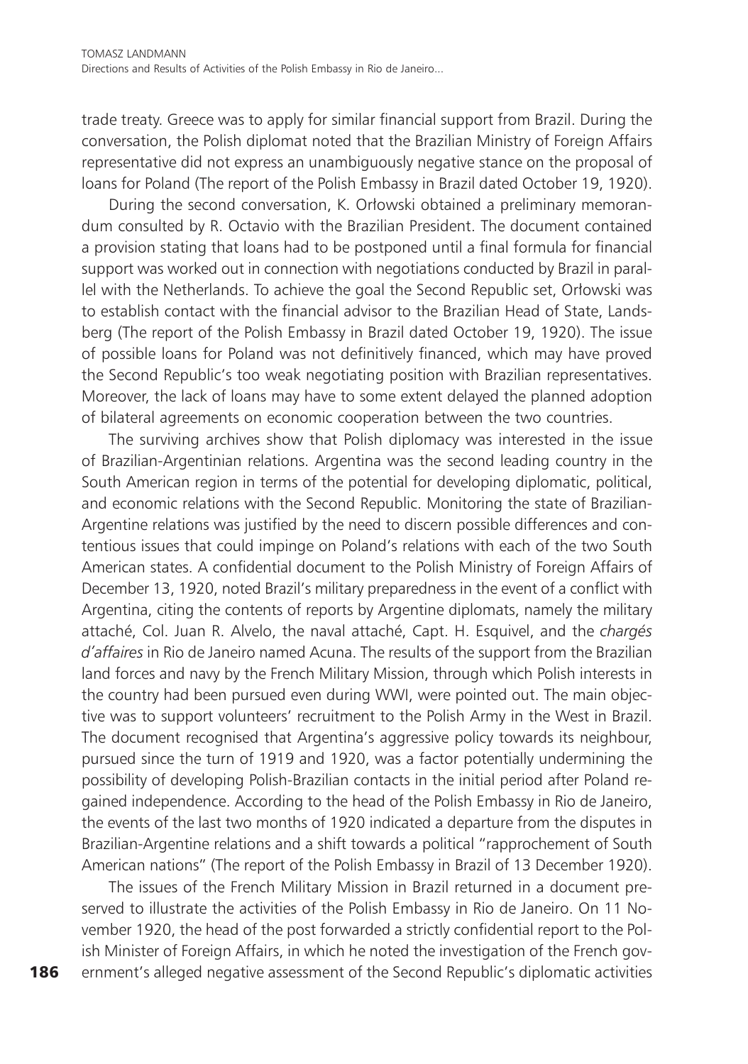trade treaty. Greece was to apply for similar financial support from Brazil. During the conversation, the Polish diplomat noted that the Brazilian Ministry of Foreign Affairs representative did not express an unambiguously negative stance on the proposal of loans for Poland (The report of the Polish Embassy in Brazil dated October 19, 1920).

During the second conversation, K. Orłowski obtained a preliminary memorandum consulted by R. Octavio with the Brazilian President. The document contained a provision stating that loans had to be postponed until a final formula for financial support was worked out in connection with negotiations conducted by Brazil in parallel with the Netherlands. To achieve the goal the Second Republic set, Orłowski was to establish contact with the financial advisor to the Brazilian Head of State, Landsberg (The report of the Polish Embassy in Brazil dated October 19, 1920). The issue of possible loans for Poland was not definitively financed, which may have proved the Second Republic's too weak negotiating position with Brazilian representatives. Moreover, the lack of loans may have to some extent delayed the planned adoption of bilateral agreements on economic cooperation between the two countries.

The surviving archives show that Polish diplomacy was interested in the issue of Brazilian-Argentinian relations. Argentina was the second leading country in the South American region in terms of the potential for developing diplomatic, political, and economic relations with the Second Republic. Monitoring the state of Brazilian-Argentine relations was justified by the need to discern possible differences and contentious issues that could impinge on Poland's relations with each of the two South American states. A confidential document to the Polish Ministry of Foreign Affairs of December 13, 1920, noted Brazil's military preparedness in the event of a conflict with Argentina, citing the contents of reports by Argentine diplomats, namely the military attaché, Col. Juan R. Alvelo, the naval attaché, Capt. H. Esquivel, and the *chargés d'affaires* in Rio de Janeiro named Acuna. The results of the support from the Brazilian land forces and navy by the French Military Mission, through which Polish interests in the country had been pursued even during WWI, were pointed out. The main objective was to support volunteers' recruitment to the Polish Army in the West in Brazil. The document recognised that Argentina's aggressive policy towards its neighbour, pursued since the turn of 1919 and 1920, was a factor potentially undermining the possibility of developing Polish-Brazilian contacts in the initial period after Poland regained independence. According to the head of the Polish Embassy in Rio de Janeiro, the events of the last two months of 1920 indicated a departure from the disputes in Brazilian-Argentine relations and a shift towards a political "rapprochement of South American nations" (The report of the Polish Embassy in Brazil of 13 December 1920).

The issues of the French Military Mission in Brazil returned in a document preserved to illustrate the activities of the Polish Embassy in Rio de Janeiro. On 11 November 1920, the head of the post forwarded a strictly confidential report to the Polish Minister of Foreign Affairs, in which he noted the investigation of the French government's alleged negative assessment of the Second Republic's diplomatic activities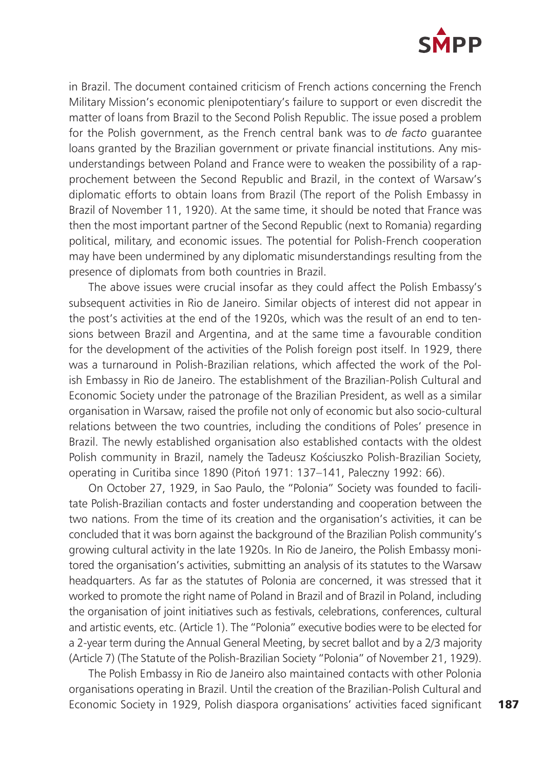in Brazil. The document contained criticism of French actions concerning the French Military Mission's economic plenipotentiary's failure to support or even discredit the matter of loans from Brazil to the Second Polish Republic. The issue posed a problem for the Polish government, as the French central bank was to *de facto* guarantee loans granted by the Brazilian government or private financial institutions. Any misunderstandings between Poland and France were to weaken the possibility of a rapprochement between the Second Republic and Brazil, in the context of Warsaw's diplomatic efforts to obtain loans from Brazil (The report of the Polish Embassy in Brazil of November 11, 1920). At the same time, it should be noted that France was then the most important partner of the Second Republic (next to Romania) regarding political, military, and economic issues. The potential for Polish-French cooperation may have been undermined by any diplomatic misunderstandings resulting from the presence of diplomats from both countries in Brazil.

The above issues were crucial insofar as they could affect the Polish Embassy's subsequent activities in Rio de Janeiro. Similar objects of interest did not appear in the post's activities at the end of the 1920s, which was the result of an end to tensions between Brazil and Argentina, and at the same time a favourable condition for the development of the activities of the Polish foreign post itself. In 1929, there was a turnaround in Polish-Brazilian relations, which affected the work of the Polish Embassy in Rio de Janeiro. The establishment of the Brazilian-Polish Cultural and Economic Society under the patronage of the Brazilian President, as well as a similar organisation in Warsaw, raised the profile not only of economic but also socio-cultural relations between the two countries, including the conditions of Poles' presence in Brazil. The newly established organisation also established contacts with the oldest Polish community in Brazil, namely the Tadeusz Kościuszko Polish-Brazilian Society, operating in Curitiba since 1890 (Pitoń 1971: 137–141, Paleczny 1992: 66).

On October 27, 1929, in Sao Paulo, the "Polonia" Society was founded to facilitate Polish-Brazilian contacts and foster understanding and cooperation between the two nations. From the time of its creation and the organisation's activities, it can be concluded that it was born against the background of the Brazilian Polish community's growing cultural activity in the late 1920s. In Rio de Janeiro, the Polish Embassy monitored the organisation's activities, submitting an analysis of its statutes to the Warsaw headquarters. As far as the statutes of Polonia are concerned, it was stressed that it worked to promote the right name of Poland in Brazil and of Brazil in Poland, including the organisation of joint initiatives such as festivals, celebrations, conferences, cultural and artistic events, etc. (Article 1). The "Polonia" executive bodies were to be elected for a 2-year term during the Annual General Meeting, by secret ballot and by a 2/3 majority (Article 7) (The Statute of the Polish-Brazilian Society "Polonia" of November 21, 1929).

The Polish Embassy in Rio de Janeiro also maintained contacts with other Polonia organisations operating in Brazil. Until the creation of the Brazilian-Polish Cultural and Economic Society in 1929, Polish diaspora organisations' activities faced significant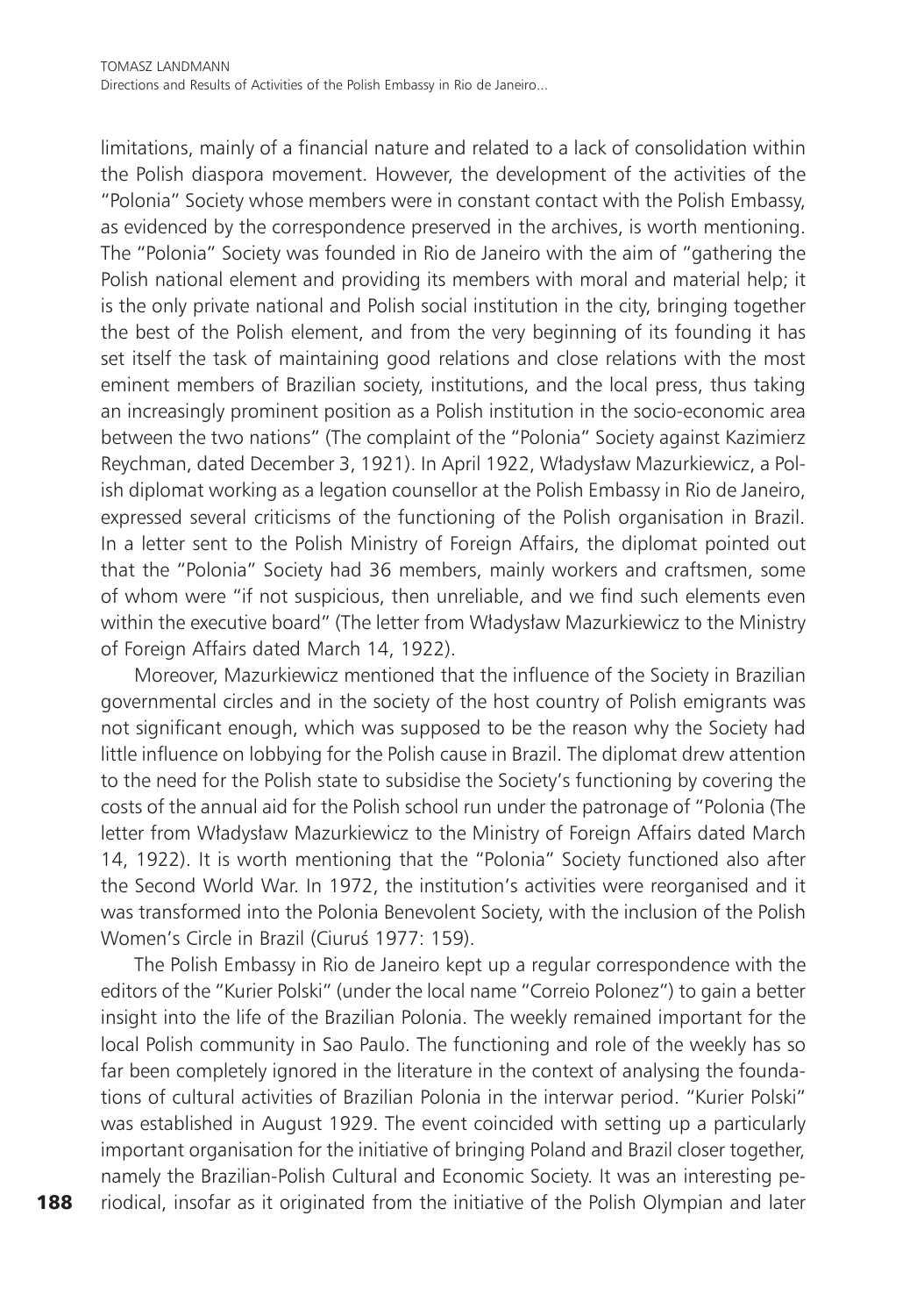limitations, mainly of a financial nature and related to a lack of consolidation within the Polish diaspora movement. However, the development of the activities of the "Polonia" Society whose members were in constant contact with the Polish Embassy, as evidenced by the correspondence preserved in the archives, is worth mentioning. The "Polonia" Society was founded in Rio de Janeiro with the aim of "gathering the Polish national element and providing its members with moral and material help; it is the only private national and Polish social institution in the city, bringing together the best of the Polish element, and from the very beginning of its founding it has set itself the task of maintaining good relations and close relations with the most eminent members of Brazilian society, institutions, and the local press, thus taking an increasingly prominent position as a Polish institution in the socio-economic area between the two nations" (The complaint of the "Polonia" Society against Kazimierz Reychman, dated December 3, 1921). In April 1922, Władysław Mazurkiewicz, a Polish diplomat working as a legation counsellor at the Polish Embassy in Rio de Janeiro, expressed several criticisms of the functioning of the Polish organisation in Brazil. In a letter sent to the Polish Ministry of Foreign Affairs, the diplomat pointed out that the "Polonia" Society had 36 members, mainly workers and craftsmen, some of whom were "if not suspicious, then unreliable, and we find such elements even within the executive board" (The letter from Władysław Mazurkiewicz to the Ministry of Foreign Affairs dated March 14, 1922).

Moreover, Mazurkiewicz mentioned that the influence of the Society in Brazilian governmental circles and in the society of the host country of Polish emigrants was not significant enough, which was supposed to be the reason why the Society had little influence on lobbying for the Polish cause in Brazil. The diplomat drew attention to the need for the Polish state to subsidise the Society's functioning by covering the costs of the annual aid for the Polish school run under the patronage of "Polonia (The letter from Władysław Mazurkiewicz to the Ministry of Foreign Affairs dated March 14, 1922). It is worth mentioning that the "Polonia" Society functioned also after the Second World War. In 1972, the institution's activities were reorganised and it was transformed into the Polonia Benevolent Society, with the inclusion of the Polish Women's Circle in Brazil (Ciuruś 1977: 159).

The Polish Embassy in Rio de Janeiro kept up a regular correspondence with the editors of the "Kurier Polski" (under the local name "Correio Polonez") to gain a better insight into the life of the Brazilian Polonia. The weekly remained important for the local Polish community in Sao Paulo. The functioning and role of the weekly has so far been completely ignored in the literature in the context of analysing the foundations of cultural activities of Brazilian Polonia in the interwar period. "Kurier Polski" was established in August 1929. The event coincided with setting up a particularly important organisation for the initiative of bringing Poland and Brazil closer together, namely the Brazilian-Polish Cultural and Economic Society. It was an interesting periodical, insofar as it originated from the initiative of the Polish Olympian and later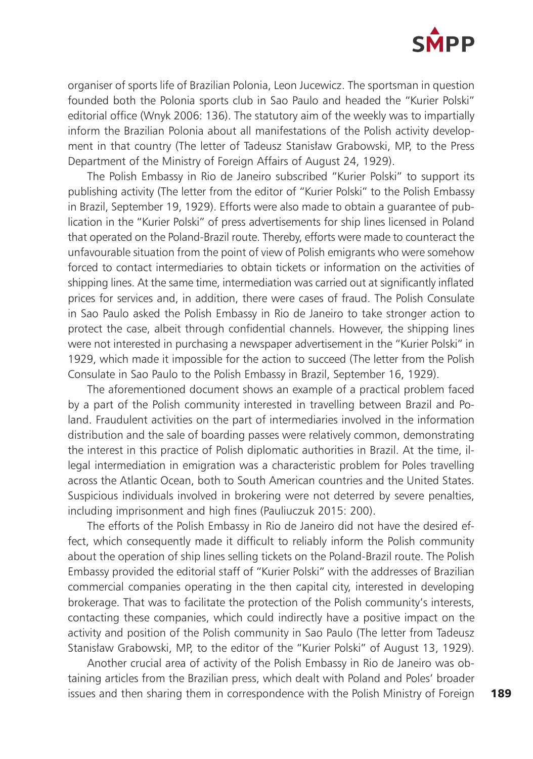organiser of sports life of Brazilian Polonia, Leon Jucewicz. The sportsman in question founded both the Polonia sports club in Sao Paulo and headed the "Kurier Polski" editorial office (Wnyk 2006: 136). The statutory aim of the weekly was to impartially inform the Brazilian Polonia about all manifestations of the Polish activity development in that country (The letter of Tadeusz Stanisław Grabowski, MP, to the Press Department of the Ministry of Foreign Affairs of August 24, 1929).

The Polish Embassy in Rio de Janeiro subscribed "Kurier Polski" to support its publishing activity (The letter from the editor of "Kurier Polski" to the Polish Embassy in Brazil, September 19, 1929). Efforts were also made to obtain a guarantee of publication in the "Kurier Polski" of press advertisements for ship lines licensed in Poland that operated on the Poland-Brazil route. Thereby, efforts were made to counteract the unfavourable situation from the point of view of Polish emigrants who were somehow forced to contact intermediaries to obtain tickets or information on the activities of shipping lines. At the same time, intermediation was carried out at significantly inflated prices for services and, in addition, there were cases of fraud. The Polish Consulate in Sao Paulo asked the Polish Embassy in Rio de Janeiro to take stronger action to protect the case, albeit through confidential channels. However, the shipping lines were not interested in purchasing a newspaper advertisement in the "Kurier Polski" in 1929, which made it impossible for the action to succeed (The letter from the Polish Consulate in Sao Paulo to the Polish Embassy in Brazil, September 16, 1929).

The aforementioned document shows an example of a practical problem faced by a part of the Polish community interested in travelling between Brazil and Poland. Fraudulent activities on the part of intermediaries involved in the information distribution and the sale of boarding passes were relatively common, demonstrating the interest in this practice of Polish diplomatic authorities in Brazil. At the time, illegal intermediation in emigration was a characteristic problem for Poles travelling across the Atlantic Ocean, both to South American countries and the United States. Suspicious individuals involved in brokering were not deterred by severe penalties, including imprisonment and high fines (Pauliuczuk 2015: 200).

The efforts of the Polish Embassy in Rio de Janeiro did not have the desired effect, which consequently made it difficult to reliably inform the Polish community about the operation of ship lines selling tickets on the Poland-Brazil route. The Polish Embassy provided the editorial staff of "Kurier Polski" with the addresses of Brazilian commercial companies operating in the then capital city, interested in developing brokerage. That was to facilitate the protection of the Polish community's interests, contacting these companies, which could indirectly have a positive impact on the activity and position of the Polish community in Sao Paulo (The letter from Tadeusz Stanisław Grabowski, MP, to the editor of the "Kurier Polski" of August 13, 1929).

Another crucial area of activity of the Polish Embassy in Rio de Janeiro was obtaining articles from the Brazilian press, which dealt with Poland and Poles' broader issues and then sharing them in correspondence with the Polish Ministry of Foreign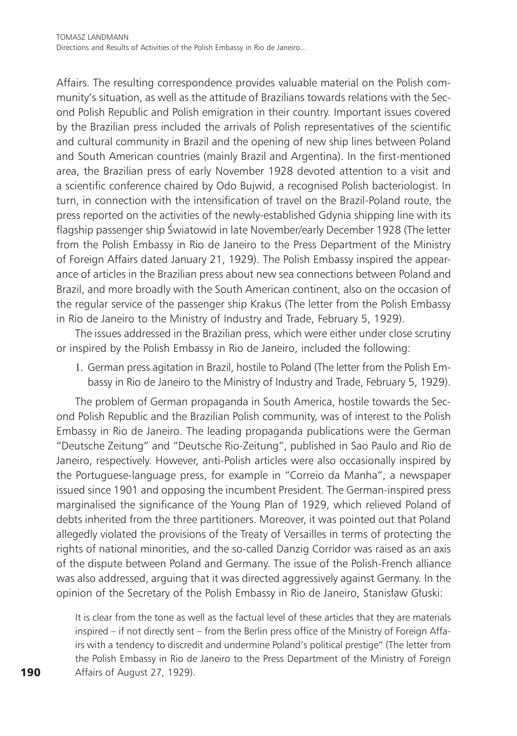Affairs. The resulting correspondence provides valuable material on the Polish community's situation, as well as the attitude of Brazilians towards relations with the Second Polish Republic and Polish emigration in their country. Important issues covered by the Brazilian press included the arrivals of Polish representatives of the scientific and cultural community in Brazil and the opening of new ship lines between Poland and South American countries (mainly Brazil and Argentina). In the first-mentioned area, the Brazilian press of early November 1928 devoted attention to a visit and a scientific conference chaired by Odo Bujwid, a recognised Polish bacteriologist. In turn, in connection with the intensification of travel on the Brazil-Poland route, the press reported on the activities of the newly-established Gdynia shipping line with its flagship passenger ship Światowid in late November/early December 1928 (The letter from the Polish Embassy in Rio de Janeiro to the Press Department of the Ministry of Foreign Affairs dated January 21, 1929). The Polish Embassy inspired the appearance of articles in the Brazilian press about new sea connections between Poland and Brazil, and more broadly with the South American continent, also on the occasion of the regular service of the passenger ship Krakus (The letter from the Polish Embassy in Rio de Janeiro to the Ministry of Industry and Trade, February 5, 1929).

The issues addressed in the Brazilian press, which were either under close scrutiny or inspired by the Polish Embassy in Rio de Janeiro, included the following:

1. German press agitation in Brazil, hostile to Poland (The letter from the Polish Embassy in Rio de Janeiro to the Ministry of Industry and Trade, February 5, 1929).

The problem of German propaganda in South America, hostile towards the Second Polish Republic and the Brazilian Polish community, was of interest to the Polish Embassy in Rio de Janeiro. The leading propaganda publications were the German "Deutsche Zeitung" and "Deutsche Rio-Zeitung", published in Sao Paulo and Rio de Janeiro, respectively. However, anti-Polish articles were also occasionally inspired by the Portuguese-language press, for example in "Correio da Manha", a newspaper issued since 1901 and opposing the incumbent President. The German-inspired press marginalised the significance of the Young Plan of 1929, which relieved Poland of debts inherited from the three partitioners. Moreover, it was pointed out that Poland allegedly violated the provisions of the Treaty of Versailles in terms of protecting the rights of national minorities, and the so-called Danzig Corridor was raised as an axis of the dispute between Poland and Germany. The issue of the Polish-French alliance was also addressed, arguing that it was directed aggressively against Germany. In the opinion of the Secretary of the Polish Embassy in Rio de Janeiro, Stanisław Głuski:

> It is clear from the tone as well as the factual level of these articles that they are materials inspired – if not directly sent – from the Berlin press office of the Ministry of Foreign Affairs with a tendency to discredit and undermine Poland's political prestige" (The letter from the Polish Embassy in Rio de Janeiro to the Press Department of the Ministry of Foreign Affairs of August 27, 1929).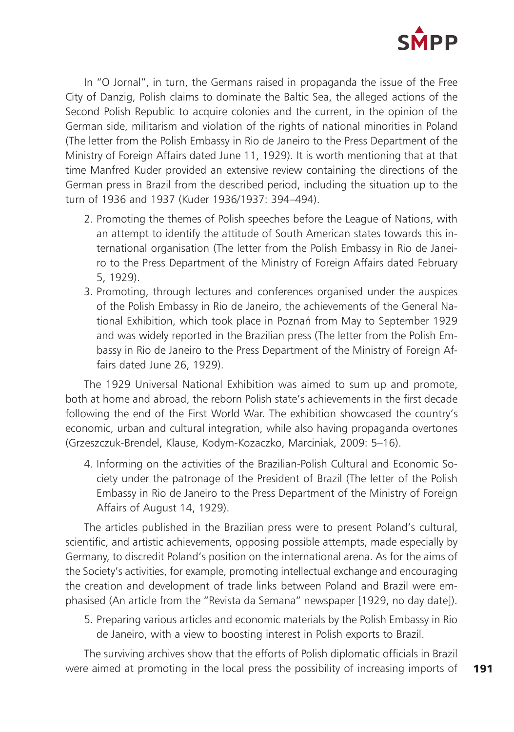In "O Jornal", in turn, the Germans raised in propaganda the issue of the Free City of Danzig, Polish claims to dominate the Baltic Sea, the alleged actions of the Second Polish Republic to acquire colonies and the current, in the opinion of the German side, militarism and violation of the rights of national minorities in Poland (The letter from the Polish Embassy in Rio de Janeiro to the Press Department of the Ministry of Foreign Affairs dated June 11, 1929). It is worth mentioning that at that time Manfred Kuder provided an extensive review containing the directions of the German press in Brazil from the described period, including the situation up to the turn of 1936 and 1937 (Kuder 1936/1937: 394–494).

2. Promoting the themes of Polish speeches before the League of Nations, with an attempt to identify the attitude of South American states towards this international organisation (The letter from the Polish Embassy in Rio de Janeiro to the Press Department of the Ministry of Foreign Affairs dated February 5, 1929).
3. Promoting, through lectures and conferences organised under the auspices of the Polish Embassy in Rio de Janeiro, the achievements of the General National Exhibition, which took place in Poznań from May to September 1929 and was widely reported in the Brazilian press (The letter from the Polish Embassy in Rio de Janeiro to the Press Department of the Ministry of Foreign Affairs dated June 26, 1929).

The 1929 Universal National Exhibition was aimed to sum up and promote, both at home and abroad, the reborn Polish state's achievements in the first decade following the end of the First World War. The exhibition showcased the country's economic, urban and cultural integration, while also having propaganda overtones (Grzeszczuk-Brendel, Klause, Kodym-Kozaczko, Marciniak, 2009: 5–16).

4. Informing on the activities of the Brazilian-Polish Cultural and Economic Society under the patronage of the President of Brazil (The letter of the Polish Embassy in Rio de Janeiro to the Press Department of the Ministry of Foreign Affairs of August 14, 1929).

The articles published in the Brazilian press were to present Poland's cultural, scientific, and artistic achievements, opposing possible attempts, made especially by Germany, to discredit Poland's position on the international arena. As for the aims of the Society's activities, for example, promoting intellectual exchange and encouraging the creation and development of trade links between Poland and Brazil were emphasised (An article from the "Revista da Semana" newspaper [1929, no day date]).

5. Preparing various articles and economic materials by the Polish Embassy in Rio de Janeiro, with a view to boosting interest in Polish exports to Brazil.

The surviving archives show that the efforts of Polish diplomatic officials in Brazil were aimed at promoting in the local press the possibility of increasing imports of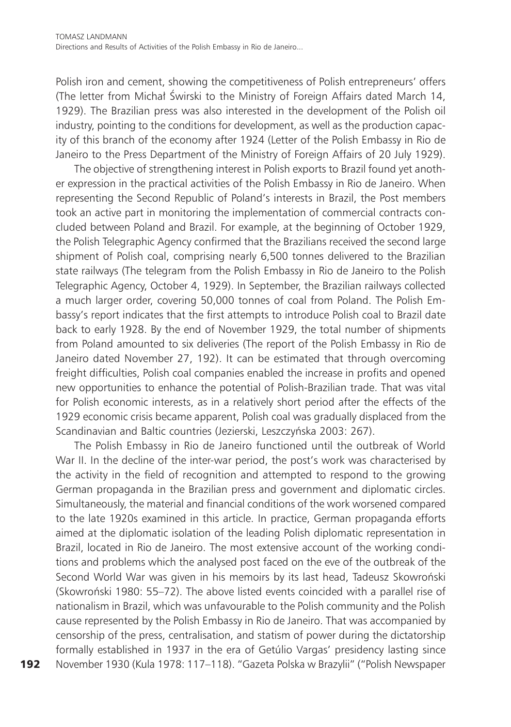Polish iron and cement, showing the competitiveness of Polish entrepreneurs' offers (The letter from Michał Świrski to the Ministry of Foreign Affairs dated March 14, 1929). The Brazilian press was also interested in the development of the Polish oil industry, pointing to the conditions for development, as well as the production capacity of this branch of the economy after 1924 (Letter of the Polish Embassy in Rio de Janeiro to the Press Department of the Ministry of Foreign Affairs of 20 July 1929).

The objective of strengthening interest in Polish exports to Brazil found yet another expression in the practical activities of the Polish Embassy in Rio de Janeiro. When representing the Second Republic of Poland's interests in Brazil, the Post members took an active part in monitoring the implementation of commercial contracts concluded between Poland and Brazil. For example, at the beginning of October 1929, the Polish Telegraphic Agency confirmed that the Brazilians received the second large shipment of Polish coal, comprising nearly 6,500 tonnes delivered to the Brazilian state railways (The telegram from the Polish Embassy in Rio de Janeiro to the Polish Telegraphic Agency, October 4, 1929). In September, the Brazilian railways collected a much larger order, covering 50,000 tonnes of coal from Poland. The Polish Embassy's report indicates that the first attempts to introduce Polish coal to Brazil date back to early 1928. By the end of November 1929, the total number of shipments from Poland amounted to six deliveries (The report of the Polish Embassy in Rio de Janeiro dated November 27, 192). It can be estimated that through overcoming freight difficulties, Polish coal companies enabled the increase in profits and opened new opportunities to enhance the potential of Polish-Brazilian trade. That was vital for Polish economic interests, as in a relatively short period after the effects of the 1929 economic crisis became apparent, Polish coal was gradually displaced from the Scandinavian and Baltic countries (Jezierski, Leszczyńska 2003: 267).

The Polish Embassy in Rio de Janeiro functioned until the outbreak of World War II. In the decline of the inter-war period, the post's work was characterised by the activity in the field of recognition and attempted to respond to the growing German propaganda in the Brazilian press and government and diplomatic circles. Simultaneously, the material and financial conditions of the work worsened compared to the late 1920s examined in this article. In practice, German propaganda efforts aimed at the diplomatic isolation of the leading Polish diplomatic representation in Brazil, located in Rio de Janeiro. The most extensive account of the working conditions and problems which the analysed post faced on the eve of the outbreak of the Second World War was given in his memoirs by its last head, Tadeusz Skowroński (Skowroński 1980: 55–72). The above listed events coincided with a parallel rise of nationalism in Brazil, which was unfavourable to the Polish community and the Polish cause represented by the Polish Embassy in Rio de Janeiro. That was accompanied by censorship of the press, centralisation, and statism of power during the dictatorship formally established in 1937 in the era of Getúlio Vargas' presidency lasting since November 1930 (Kula 1978: 117–118). "Gazeta Polska w Brazylii" ("Polish Newspaper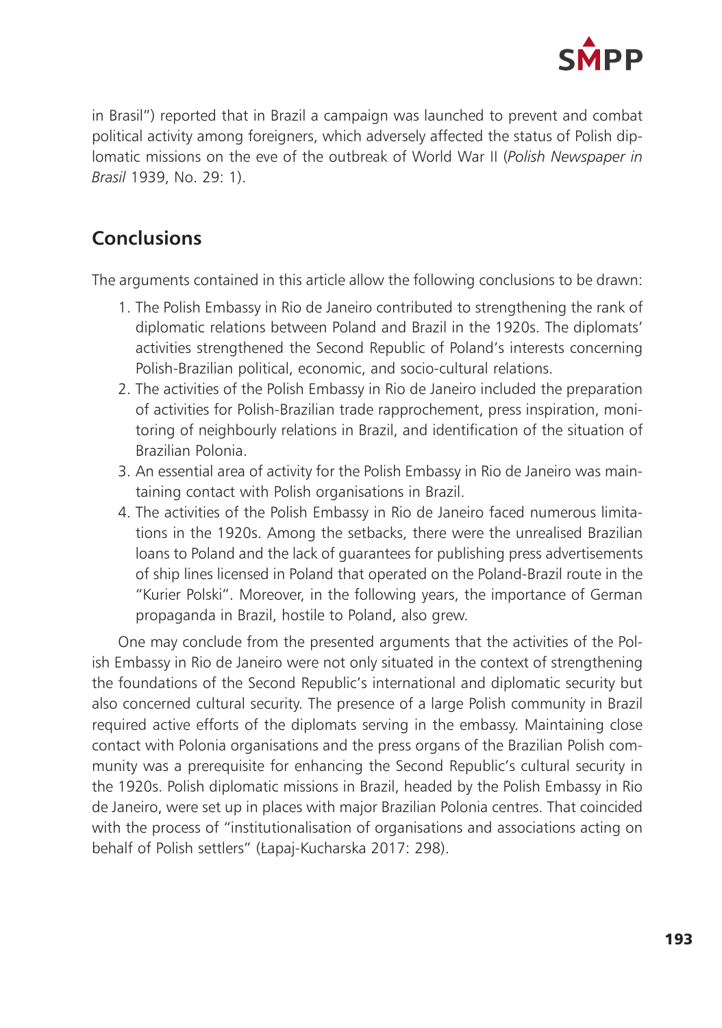in Brasil") reported that in Brazil a campaign was launched to prevent and combat political activity among foreigners, which adversely affected the status of Polish diplomatic missions on the eve of the outbreak of World War II (*Polish Newspaper in Brasil* 1939, No. 29: 1).

## Conclusions

The arguments contained in this article allow the following conclusions to be drawn:

1. The Polish Embassy in Rio de Janeiro contributed to strengthening the rank of diplomatic relations between Poland and Brazil in the 1920s. The diplomats' activities strengthened the Second Republic of Poland's interests concerning Polish-Brazilian political, economic, and socio-cultural relations.
2. The activities of the Polish Embassy in Rio de Janeiro included the preparation of activities for Polish-Brazilian trade rapprochement, press inspiration, monitoring of neighbourly relations in Brazil, and identification of the situation of Brazilian Polonia.
3. An essential area of activity for the Polish Embassy in Rio de Janeiro was maintaining contact with Polish organisations in Brazil.
4. The activities of the Polish Embassy in Rio de Janeiro faced numerous limitations in the 1920s. Among the setbacks, there were the unrealised Brazilian loans to Poland and the lack of guarantees for publishing press advertisements of ship lines licensed in Poland that operated on the Poland-Brazil route in the "Kurier Polski". Moreover, in the following years, the importance of German propaganda in Brazil, hostile to Poland, also grew.

One may conclude from the presented arguments that the activities of the Polish Embassy in Rio de Janeiro were not only situated in the context of strengthening the foundations of the Second Republic's international and diplomatic security but also concerned cultural security. The presence of a large Polish community in Brazil required active efforts of the diplomats serving in the embassy. Maintaining close contact with Polonia organisations and the press organs of the Brazilian Polish community was a prerequisite for enhancing the Second Republic's cultural security in the 1920s. Polish diplomatic missions in Brazil, headed by the Polish Embassy in Rio de Janeiro, were set up in places with major Brazilian Polonia centres. That coincided with the process of "institutionalisation of organisations and associations acting on behalf of Polish settlers" (Łapaj-Kucharska 2017: 298).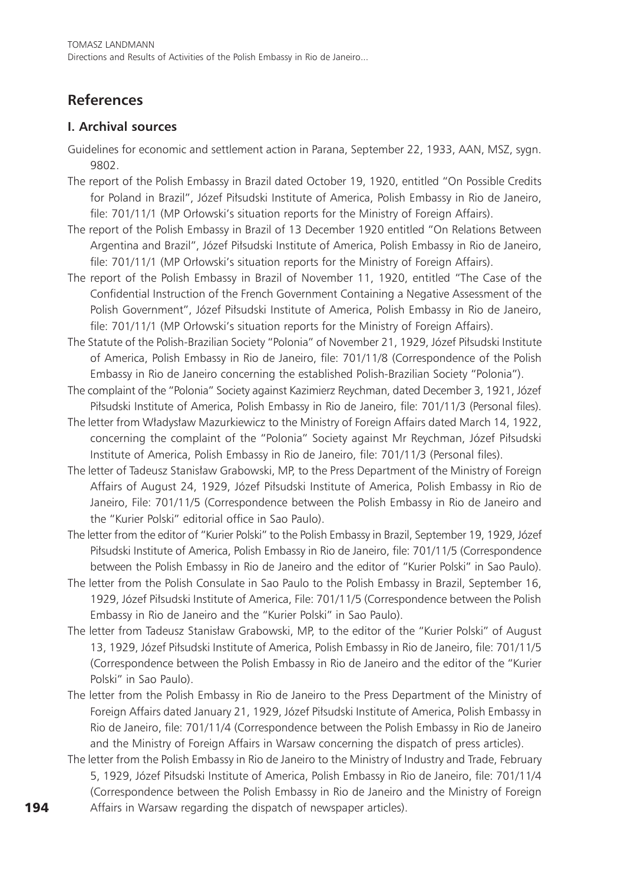## References

### I. Archival sources

Guidelines for economic and settlement action in Parana, September 22, 1933, AAN, MSZ, sygn. 9802.

The report of the Polish Embassy in Brazil dated October 19, 1920, entitled "On Possible Credits for Poland in Brazil", Józef Piłsudski Institute of America, Polish Embassy in Rio de Janeiro, file: 701/11/1 (MP Orłowski's situation reports for the Ministry of Foreign Affairs).

The report of the Polish Embassy in Brazil of 13 December 1920 entitled "On Relations Between Argentina and Brazil", Józef Piłsudski Institute of America, Polish Embassy in Rio de Janeiro, file: 701/11/1 (MP Orłowski's situation reports for the Ministry of Foreign Affairs).

The report of the Polish Embassy in Brazil of November 11, 1920, entitled "The Case of the Confidential Instruction of the French Government Containing a Negative Assessment of the Polish Government", Józef Piłsudski Institute of America, Polish Embassy in Rio de Janeiro, file: 701/11/1 (MP Orłowski's situation reports for the Ministry of Foreign Affairs).

The Statute of the Polish-Brazilian Society "Polonia" of November 21, 1929, Józef Piłsudski Institute of America, Polish Embassy in Rio de Janeiro, file: 701/11/8 (Correspondence of the Polish Embassy in Rio de Janeiro concerning the established Polish-Brazilian Society "Polonia").

The complaint of the "Polonia" Society against Kazimierz Reychman, dated December 3, 1921, Józef Piłsudski Institute of America, Polish Embassy in Rio de Janeiro, file: 701/11/3 (Personal files).

The letter from Władysław Mazurkiewicz to the Ministry of Foreign Affairs dated March 14, 1922, concerning the complaint of the "Polonia" Society against Mr Reychman, Józef Piłsudski Institute of America, Polish Embassy in Rio de Janeiro, file: 701/11/3 (Personal files).

The letter of Tadeusz Stanisław Grabowski, MP, to the Press Department of the Ministry of Foreign Affairs of August 24, 1929, Józef Piłsudski Institute of America, Polish Embassy in Rio de Janeiro, File: 701/11/5 (Correspondence between the Polish Embassy in Rio de Janeiro and the "Kurier Polski" editorial office in Sao Paulo).

The letter from the editor of "Kurier Polski" to the Polish Embassy in Brazil, September 19, 1929, Józef Piłsudski Institute of America, Polish Embassy in Rio de Janeiro, file: 701/11/5 (Correspondence between the Polish Embassy in Rio de Janeiro and the editor of "Kurier Polski" in Sao Paulo).

The letter from the Polish Consulate in Sao Paulo to the Polish Embassy in Brazil, September 16, 1929, Józef Piłsudski Institute of America, File: 701/11/5 (Correspondence between the Polish Embassy in Rio de Janeiro and the "Kurier Polski" in Sao Paulo).

The letter from Tadeusz Stanisław Grabowski, MP, to the editor of the "Kurier Polski" of August 13, 1929, Józef Piłsudski Institute of America, Polish Embassy in Rio de Janeiro, file: 701/11/5 (Correspondence between the Polish Embassy in Rio de Janeiro and the editor of the "Kurier Polski" in Sao Paulo).

The letter from the Polish Embassy in Rio de Janeiro to the Press Department of the Ministry of Foreign Affairs dated January 21, 1929, Józef Piłsudski Institute of America, Polish Embassy in Rio de Janeiro, file: 701/11/4 (Correspondence between the Polish Embassy in Rio de Janeiro and the Ministry of Foreign Affairs in Warsaw concerning the dispatch of press articles).

The letter from the Polish Embassy in Rio de Janeiro to the Ministry of Industry and Trade, February 5, 1929, Józef Piłsudski Institute of America, Polish Embassy in Rio de Janeiro, file: 701/11/4 (Correspondence between the Polish Embassy in Rio de Janeiro and the Ministry of Foreign Affairs in Warsaw regarding the dispatch of newspaper articles).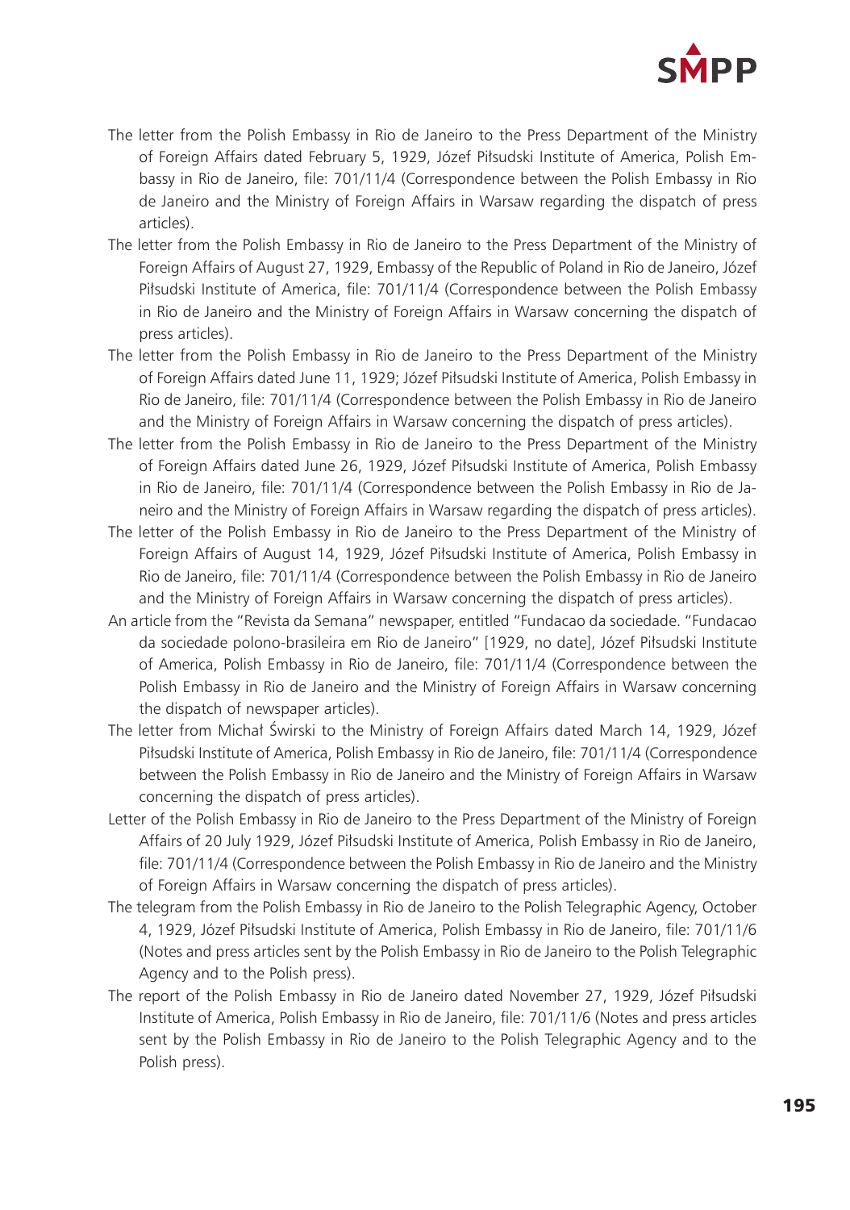The letter from the Polish Embassy in Rio de Janeiro to the Press Department of the Ministry of Foreign Affairs dated February 5, 1929, Józef Piłsudski Institute of America, Polish Embassy in Rio de Janeiro, file: 701/11/4 (Correspondence between the Polish Embassy in Rio de Janeiro and the Ministry of Foreign Affairs in Warsaw regarding the dispatch of press articles).

The letter from the Polish Embassy in Rio de Janeiro to the Press Department of the Ministry of Foreign Affairs of August 27, 1929, Embassy of the Republic of Poland in Rio de Janeiro, Józef Piłsudski Institute of America, file: 701/11/4 (Correspondence between the Polish Embassy in Rio de Janeiro and the Ministry of Foreign Affairs in Warsaw concerning the dispatch of press articles).

The letter from the Polish Embassy in Rio de Janeiro to the Press Department of the Ministry of Foreign Affairs dated June 11, 1929; Józef Piłsudski Institute of America, Polish Embassy in Rio de Janeiro, file: 701/11/4 (Correspondence between the Polish Embassy in Rio de Janeiro and the Ministry of Foreign Affairs in Warsaw concerning the dispatch of press articles).

The letter from the Polish Embassy in Rio de Janeiro to the Press Department of the Ministry of Foreign Affairs dated June 26, 1929, Józef Piłsudski Institute of America, Polish Embassy in Rio de Janeiro, file: 701/11/4 (Correspondence between the Polish Embassy in Rio de Janeiro and the Ministry of Foreign Affairs in Warsaw regarding the dispatch of press articles).

The letter of the Polish Embassy in Rio de Janeiro to the Press Department of the Ministry of Foreign Affairs of August 14, 1929, Józef Piłsudski Institute of America, Polish Embassy in Rio de Janeiro, file: 701/11/4 (Correspondence between the Polish Embassy in Rio de Janeiro and the Ministry of Foreign Affairs in Warsaw concerning the dispatch of press articles).

An article from the "Revista da Semana" newspaper, entitled "Fundacao da sociedade. "Fundacao da sociedade polono-brasileira em Rio de Janeiro" [1929, no date], Józef Piłsudski Institute of America, Polish Embassy in Rio de Janeiro, file: 701/11/4 (Correspondence between the Polish Embassy in Rio de Janeiro and the Ministry of Foreign Affairs in Warsaw concerning the dispatch of newspaper articles).

The letter from Michał Świrski to the Ministry of Foreign Affairs dated March 14, 1929, Józef Piłsudski Institute of America, Polish Embassy in Rio de Janeiro, file: 701/11/4 (Correspondence between the Polish Embassy in Rio de Janeiro and the Ministry of Foreign Affairs in Warsaw concerning the dispatch of press articles).

Letter of the Polish Embassy in Rio de Janeiro to the Press Department of the Ministry of Foreign Affairs of 20 July 1929, Józef Piłsudski Institute of America, Polish Embassy in Rio de Janeiro, file: 701/11/4 (Correspondence between the Polish Embassy in Rio de Janeiro and the Ministry of Foreign Affairs in Warsaw concerning the dispatch of press articles).

The telegram from the Polish Embassy in Rio de Janeiro to the Polish Telegraphic Agency, October 4, 1929, Józef Piłsudski Institute of America, Polish Embassy in Rio de Janeiro, file: 701/11/6 (Notes and press articles sent by the Polish Embassy in Rio de Janeiro to the Polish Telegraphic Agency and to the Polish press).

The report of the Polish Embassy in Rio de Janeiro dated November 27, 1929, Józef Piłsudski Institute of America, Polish Embassy in Rio de Janeiro, file: 701/11/6 (Notes and press articles sent by the Polish Embassy in Rio de Janeiro to the Polish Telegraphic Agency and to the Polish press).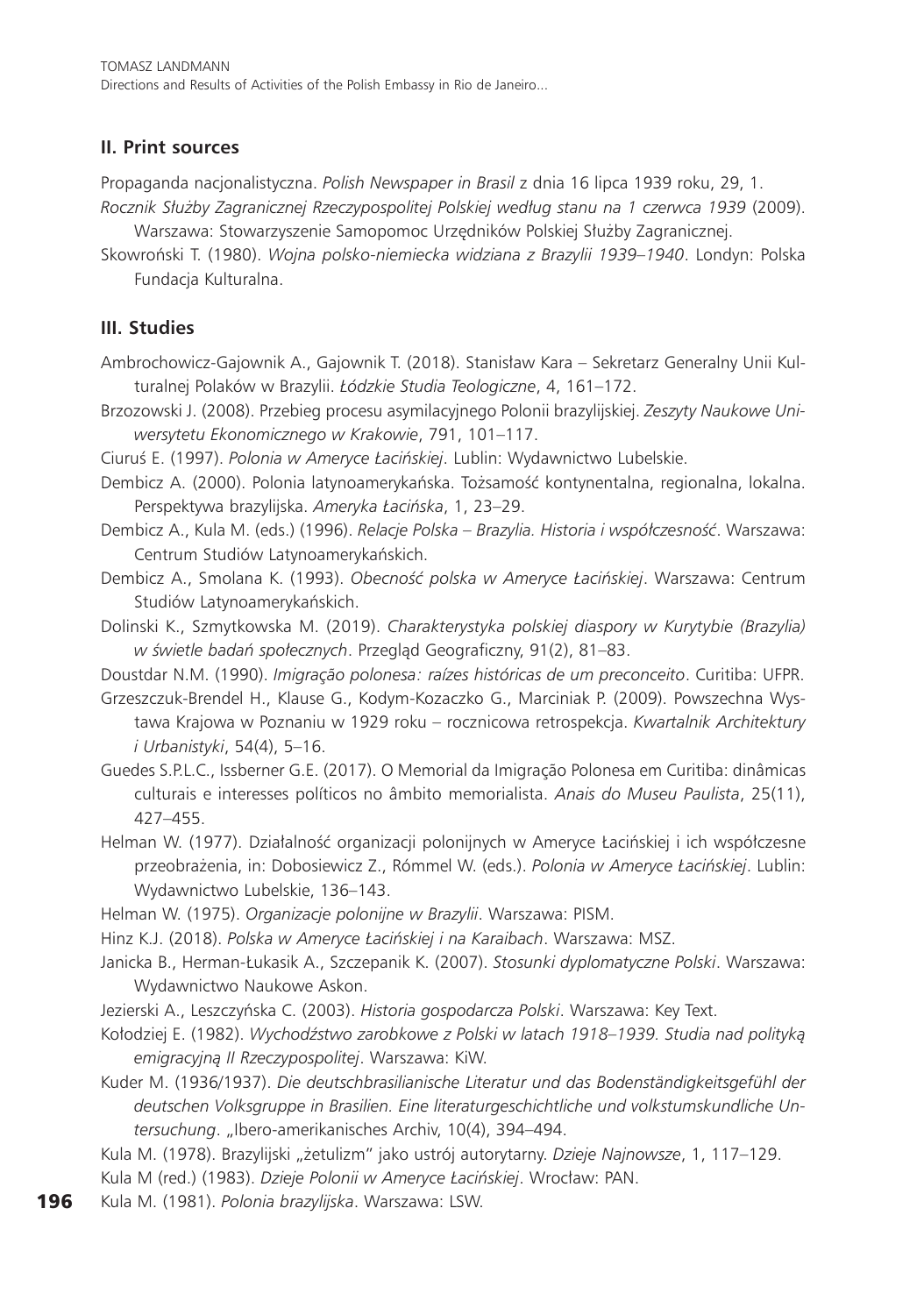## II. Print sources

Propaganda nacjonalistyczna. *Polish Newspaper in Brasil* z dnia 16 lipca 1939 roku, 29, 1.

*Rocznik Służby Zagranicznej Rzeczypospolitej Polskiej według stanu na 1 czerwca 1939* (2009). Warszawa: Stowarzyszenie Samopomoc Urzędników Polskiej Służby Zagranicznej.

Skowroński T. (1980). *Wojna polsko-niemiecka widziana z Brazylii 1939–1940*. Londyn: Polska Fundacja Kulturalna.

## III. Studies

Ambrochowicz-Gajownik A., Gajownik T. (2018). Stanisław Kara – Sekretarz Generalny Unii Kulturalnej Polaków w Brazylii. *Łódzkie Studia Teologiczne*, 4, 161–172.

Brzozowski J. (2008). Przebieg procesu asymilacyjnego Polonii brazylijskiej. *Zeszyty Naukowe Uniwersytetu Ekonomicznego w Krakowie*, 791, 101–117.

Ciuruś E. (1997). *Polonia w Ameryce Łacińskiej*. Lublin: Wydawnictwo Lubelskie.

Dembicz A. (2000). Polonia latynoamerykańska. Tożsamość kontynentalna, regionalna, lokalna. Perspektywa brazylijska. *Ameryka Łacińska*, 1, 23–29.

Dembicz A., Kula M. (eds.) (1996). *Relacje Polska – Brazylia. Historia i współczesność*. Warszawa: Centrum Studiów Latynoamerykańskich.

Dembicz A., Smolana K. (1993). *Obecność polska w Ameryce Łacińskiej*. Warszawa: Centrum Studiów Latynoamerykańskich.

Dolinski K., Szmytkowska M. (2019). *Charakterystyka polskiej diaspory w Kurytybie (Brazylia) w świetle badań społecznych*. Przegląd Geograficzny, 91(2), 81–83.

Doustdar N.M. (1990). *Imigração polonesa: raízes históricas de um preconceito*. Curitiba: UFPR.

Grzeszczuk-Brendel H., Klause G., Kodym-Kozaczko G., Marciniak P. (2009). Powszechna Wystawa Krajowa w Poznaniu w 1929 roku – rocznicowa retrospekcja. *Kwartalnik Architektury i Urbanistyki*, 54(4), 5–16.

Guedes S.P.L.C., Issberner G.E. (2017). O Memorial da Imigração Polonesa em Curitiba: dinâmicas culturais e interesses políticos no âmbito memorialista. *Anais do Museu Paulista*, 25(11), 427–455.

Helman W. (1977). Działalność organizacji polonijnych w Ameryce Łacińskiej i ich współczesne przeobrażenia, in: Dobosiewicz Z., Rómmel W. (eds.). *Polonia w Ameryce Łacińskiej*. Lublin: Wydawnictwo Lubelskie, 136–143.

Helman W. (1975). *Organizacje polonijne w Brazylii*. Warszawa: PISM.

Hinz K.J. (2018). *Polska w Ameryce Łacińskiej i na Karaibach*. Warszawa: MSZ.

Janicka B., Herman-Łukasik A., Szczepanik K. (2007). *Stosunki dyplomatyczne Polski*. Warszawa: Wydawnictwo Naukowe Askon.

Jezierski A., Leszczyńska C. (2003). *Historia gospodarcza Polski*. Warszawa: Key Text.

Kołodziej E. (1982). *Wychodźstwo zarobkowe z Polski w latach 1918–1939. Studia nad polityką emigracyjną II Rzeczypospolitej*. Warszawa: KiW.

Kuder M. (1936/1937). *Die deutschbrasilianische Literatur und das Bodenständigkeitsgefühl der deutschen Volksgruppe in Brasilien. Eine literaturgeschichtliche und volkstumskundliche Untersuchung*. „Ibero-amerikanisches Archiv, 10(4), 394–494.

Kula M. (1978). Brazylijski „żetulizm" jako ustrój autorytarny. *Dzieje Najnowsze*, 1, 117–129.

Kula M (red.) (1983). *Dzieje Polonii w Ameryce Łacińskiej*. Wrocław: PAN.

Kula M. (1981). *Polonia brazylijska*. Warszawa: LSW.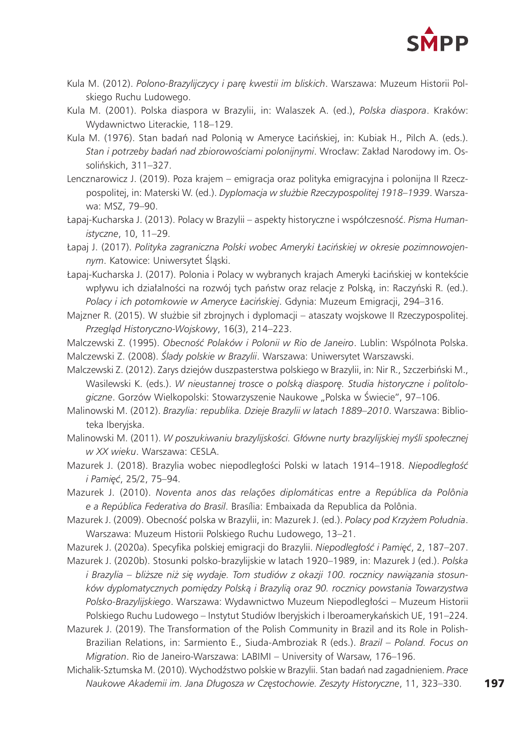Kula M. (2012). *Polono-Brazylijczycy i parę kwestii im bliskich*. Warszawa: Muzeum Historii Polskiego Ruchu Ludowego.

Kula M. (2001). Polska diaspora w Brazylii, in: Walaszek A. (ed.), *Polska diaspora*. Kraków: Wydawnictwo Literackie, 118–129.

Kula M. (1976). Stan badań nad Polonią w Ameryce Łacińskiej, in: Kubiak H., Pilch A. (eds.). *Stan i potrzeby badań nad zbiorowościami polonijnymi*. Wrocław: Zakład Narodowy im. Ossolińskich, 311–327.

Lencznarowicz J. (2019). Poza krajem – emigracja oraz polityka emigracyjna i polonijna II Rzeczpospolitej, in: Materski W. (ed.). *Dyplomacja w służbie Rzeczypospolitej 1918–1939*. Warszawa: MSZ, 79–90.

Łapaj-Kucharska J. (2013). Polacy w Brazylii – aspekty historyczne i współczesność. *Pisma Humanistyczne*, 10, 11–29.

Łapaj J. (2017). *Polityka zagraniczna Polski wobec Ameryki Łacińskiej w okresie pozimnowojennym*. Katowice: Uniwersytet Śląski.

Łapaj-Kucharska J. (2017). Polonia i Polacy w wybranych krajach Ameryki Łacińskiej w kontekście wpływu ich działalności na rozwój tych państw oraz relacje z Polską, in: Raczyński R. (ed.). *Polacy i ich potomkowie w Ameryce Łacińskiej*. Gdynia: Muzeum Emigracji, 294–316.

Majzner R. (2015). W służbie sił zbrojnych i dyplomacji – ataszaty wojskowe II Rzeczypospolitej. *Przegląd Historyczno-Wojskowy*, 16(3), 214–223.

Malczewski Z. (1995). *Obecność Polaków i Polonii w Rio de Janeiro*. Lublin: Wspólnota Polska.

Malczewski Z. (2008). *Ślady polskie w Brazylii*. Warszawa: Uniwersytet Warszawski.

Malczewski Z. (2012). Zarys dziejów duszpasterstwa polskiego w Brazylii, in: Nir R., Szczerbiński M., Wasilewski K. (eds.). *W nieustannej trosce o polską diasporę. Studia historyczne i politologiczne*. Gorzów Wielkopolski: Stowarzyszenie Naukowe „Polska w Świecie", 97–106.

Malinowski M. (2012). *Brazylia: republika. Dzieje Brazylii w latach 1889–2010*. Warszawa: Biblioteka Iberyjska.

Malinowski M. (2011). *W poszukiwaniu brazylijskości. Główne nurty brazylijskiej myśli społecznej w XX wieku*. Warszawa: CESLA.

Mazurek J. (2018). Brazylia wobec niepodległości Polski w latach 1914–1918. *Niepodległość i Pamięć*, 25/2, 75–94.

Mazurek J. (2010). *Noventa anos das relações diplomáticas entre a República da Polônia e a República Federativa do Brasil*. Brasília: Embaixada da Republica da Polônia.

Mazurek J. (2009). Obecność polska w Brazylii, in: Mazurek J. (ed.). *Polacy pod Krzyżem Południa*. Warszawa: Muzeum Historii Polskiego Ruchu Ludowego, 13–21.

Mazurek J. (2020a). Specyfika polskiej emigracji do Brazylii. *Niepodległość i Pamięć*, 2, 187–207.

Mazurek J. (2020b). Stosunki polsko-brazylijskie w latach 1920–1989, in: Mazurek J (ed.). *Polska i Brazylia – bliższe niż się wydaje. Tom studiów z okazji 100. rocznicy nawiązania stosunków dyplomatycznych pomiędzy Polską i Brazylią oraz 90. rocznicy powstania Towarzystwa Polsko-Brazylijskiego*. Warszawa: Wydawnictwo Muzeum Niepodległości – Muzeum Historii Polskiego Ruchu Ludowego – Instytut Studiów Iberyjskich i Iberoamerykańskich UE, 191–224.

Mazurek J. (2019). The Transformation of the Polish Community in Brazil and its Role in Polish-Brazilian Relations, in: Sarmiento E., Siuda-Ambroziak R (eds.). *Brazil – Poland. Focus on Migration*. Rio de Janeiro-Warszawa: LABIMI – University of Warsaw, 176–196.

Michalik-Sztumska M. (2010). Wychodźstwo polskie w Brazylii. Stan badań nad zagadnieniem. *Prace Naukowe Akademii im. Jana Długosza w Częstochowie. Zeszyty Historyczne*, 11, 323–330.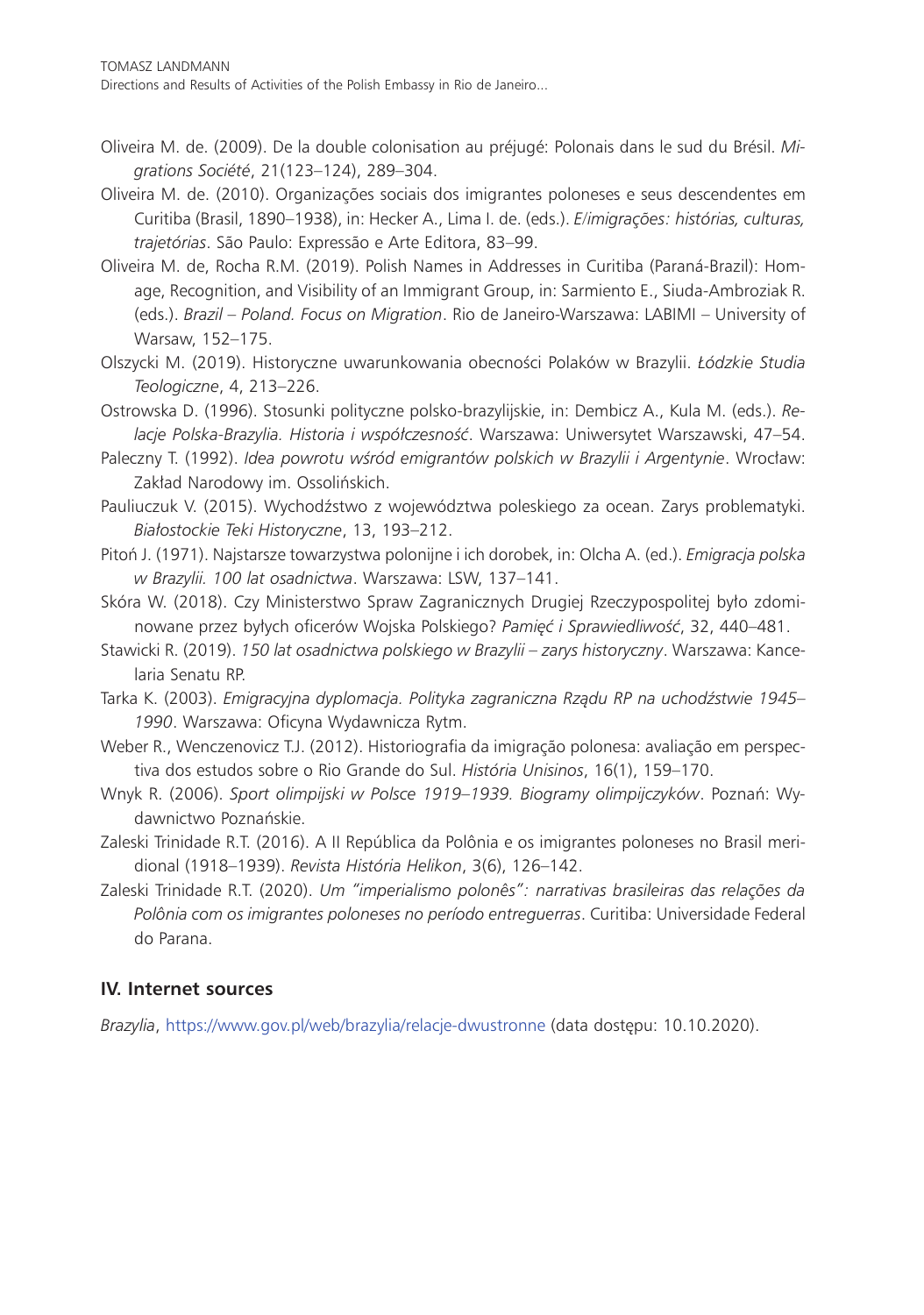Oliveira M. de. (2009). De la double colonisation au préjugé: Polonais dans le sud du Brésil. *Migrations Société*, 21(123–124), 289–304.

Oliveira M. de. (2010). Organizações sociais dos imigrantes poloneses e seus descendentes em Curitiba (Brasil, 1890–1938), in: Hecker A., Lima I. de. (eds.). *E/imigrações: histórias, culturas, trajetórias*. São Paulo: Expressão e Arte Editora, 83–99.

Oliveira M. de, Rocha R.M. (2019). Polish Names in Addresses in Curitiba (Paraná-Brazil): Homage, Recognition, and Visibility of an Immigrant Group, in: Sarmiento E., Siuda-Ambroziak R. (eds.). *Brazil – Poland. Focus on Migration*. Rio de Janeiro-Warszawa: LABIMI – University of Warsaw, 152–175.

Olszycki M. (2019). Historyczne uwarunkowania obecności Polaków w Brazylii. *Łódzkie Studia Teologiczne*, 4, 213–226.

Ostrowska D. (1996). Stosunki polityczne polsko-brazylijskie, in: Dembicz A., Kula M. (eds.). *Relacje Polska-Brazylia. Historia i współczesność*. Warszawa: Uniwersytet Warszawski, 47–54.

Paleczny T. (1992). *Idea powrotu wśród emigrantów polskich w Brazylii i Argentynie*. Wrocław: Zakład Narodowy im. Ossolińskich.

Pauliuczuk V. (2015). Wychodźstwo z województwa poleskiego za ocean. Zarys problematyki. *Białostockie Teki Historyczne*, 13, 193–212.

Pitoń J. (1971). Najstarsze towarzystwa polonijne i ich dorobek, in: Olcha A. (ed.). *Emigracja polska w Brazylii. 100 lat osadnictwa*. Warszawa: LSW, 137–141.

Skóra W. (2018). Czy Ministerstwo Spraw Zagranicznych Drugiej Rzeczypospolitej było zdominowane przez byłych oficerów Wojska Polskiego? *Pamięć i Sprawiedliwość*, 32, 440–481.

Stawicki R. (2019). *150 lat osadnictwa polskiego w Brazylii – zarys historyczny*. Warszawa: Kancelaria Senatu RP.

Tarka K. (2003). *Emigracyjna dyplomacja. Polityka zagraniczna Rządu RP na uchodźstwie 1945–1990*. Warszawa: Oficyna Wydawnicza Rytm.

Weber R., Wenczenovicz T.J. (2012). Historiografia da imigração polonesa: avaliação em perspectiva dos estudos sobre o Rio Grande do Sul. *História Unisinos*, 16(1), 159–170.

Wnyk R. (2006). *Sport olimpijski w Polsce 1919–1939. Biogramy olimpijczyków*. Poznań: Wydawnictwo Poznańskie.

Zaleski Trinidade R.T. (2016). A II República da Polônia e os imigrantes poloneses no Brasil meridional (1918–1939). *Revista História Helikon*, 3(6), 126–142.

Zaleski Trinidade R.T. (2020). *Um "imperialismo polonês": narrativas brasileiras das relações da Polônia com os imigrantes poloneses no período entreguerras*. Curitiba: Universidade Federal do Parana.

## IV. Internet sources

*Brazylia*, https://www.gov.pl/web/brazylia/relacje-dwustronne (data dostępu: 10.10.2020).